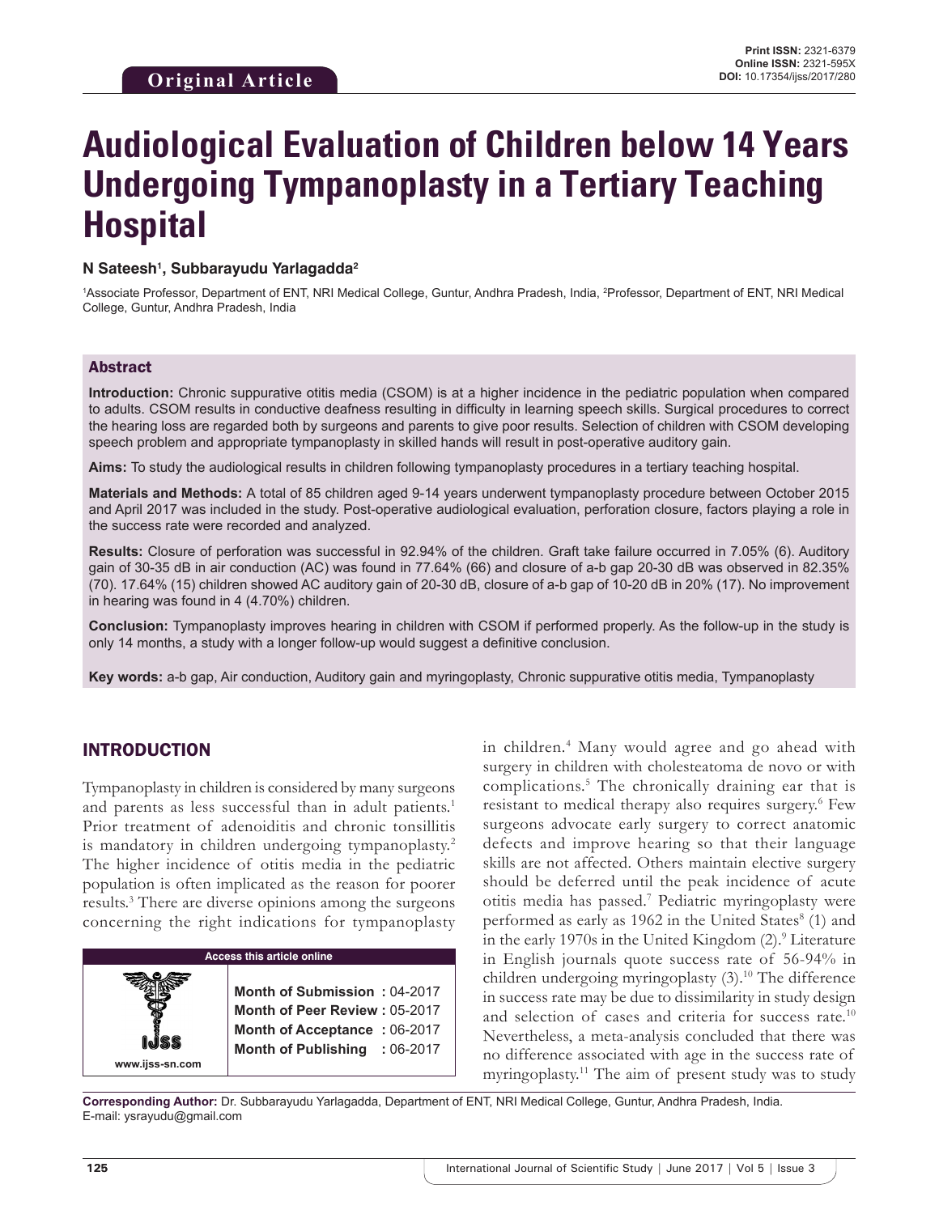Original Article

Print ISSN: 2321-6379
Online ISSN: 2321-595X
DOI: 10.17354/ijss/2017/280

# Audiological Evaluation of Children below 14 Years Undergoing Tympanoplasty in a Tertiary Teaching Hospital

**N Sateesh[1], Subbarayudu Yarlagadda[2]**

[1]Associate Professor, Department of ENT, NRI Medical College, Guntur, Andhra Pradesh, India, [2]Professor, Department of ENT, NRI Medical College, Guntur, Andhra Pradesh, India

## Abstract

**Introduction:** Chronic suppurative otitis media (CSOM) is at a higher incidence in the pediatric population when compared to adults. CSOM results in conductive deafness resulting in difficulty in learning speech skills. Surgical procedures to correct the hearing loss are regarded both by surgeons and parents to give poor results. Selection of children with CSOM developing speech problem and appropriate tympanoplasty in skilled hands will result in post-operative auditory gain.

**Aims:** To study the audiological results in children following tympanoplasty procedures in a tertiary teaching hospital.

**Materials and Methods:** A total of 85 children aged 9-14 years underwent tympanoplasty procedure between October 2015 and April 2017 was included in the study. Post-operative audiological evaluation, perforation closure, factors playing a role in the success rate were recorded and analyzed.

**Results:** Closure of perforation was successful in 92.94% of the children. Graft take failure occurred in 7.05% (6). Auditory gain of 30-35 dB in air conduction (AC) was found in 77.64% (66) and closure of a-b gap 20-30 dB was observed in 82.35% (70). 17.64% (15) children showed AC auditory gain of 20-30 dB, closure of a-b gap of 10-20 dB in 20% (17). No improvement in hearing was found in 4 (4.70%) children.

**Conclusion:** Tympanoplasty improves hearing in children with CSOM if performed properly. As the follow-up in the study is only 14 months, a study with a longer follow-up would suggest a definitive conclusion.

**Key words:** a-b gap, Air conduction, Auditory gain and myringoplasty, Chronic suppurative otitis media, Tympanoplasty

## INTRODUCTION

Tympanoplasty in children is considered by many surgeons and parents as less successful than in adult patients.[1] Prior treatment of adenoiditis and chronic tonsillitis is mandatory in children undergoing tympanoplasty.[2] The higher incidence of otitis media in the pediatric population is often implicated as the reason for poorer results.[3] There are diverse opinions among the surgeons concerning the right indications for tympanoplasty in children.[4] Many would agree and go ahead with surgery in children with cholesteatoma de novo or with complications.[5] The chronically draining ear that is resistant to medical therapy also requires surgery.[6] Few surgeons advocate early surgery to correct anatomic defects and improve hearing so that their language skills are not affected. Others maintain elective surgery should be deferred until the peak incidence of acute otitis media has passed.[7] Pediatric myringoplasty were performed as early as 1962 in the United States[8] (1) and in the early 1970s in the United Kingdom (2).[9] Literature in English journals quote success rate of 56-94% in children undergoing myringoplasty (3).[10] The difference in success rate may be due to dissimilarity in study design and selection of cases and criteria for success rate.[10] Nevertheless, a meta-analysis concluded that there was no difference associated with age in the success rate of myringoplasty.[11] The aim of present study was to study

| Access this article online | |
|---|---|
| www.ijss-sn.com | **Month of Submission :** 04-2017<br>**Month of Peer Review :** 05-2017<br>**Month of Acceptance :** 06-2017<br>**Month of Publishing :** 06-2017 |

**Corresponding Author:** Dr. Subbarayudu Yarlagadda, Department of ENT, NRI Medical College, Guntur, Andhra Pradesh, India. E-mail: ysrayudu@gmail.com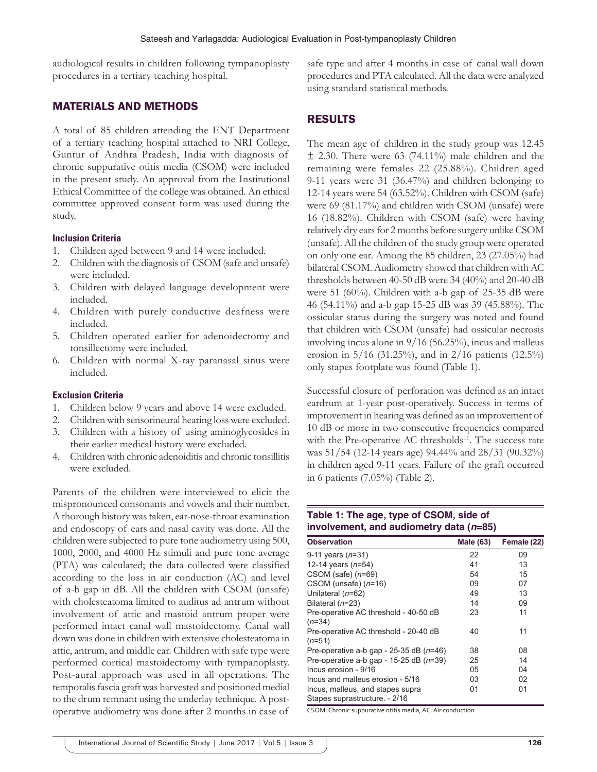audiological results in children following tympanoplasty procedures in a tertiary teaching hospital.

## MATERIALS AND METHODS

A total of 85 children attending the ENT Department of a tertiary teaching hospital attached to NRI College, Guntur of Andhra Pradesh, India with diagnosis of chronic suppurative otitis media (CSOM) were included in the present study. An approval from the Institutional Ethical Committee of the college was obtained. An ethical committee approved consent form was used during the study.

### Inclusion Criteria

1. Children aged between 9 and 14 were included.
2. Children with the diagnosis of CSOM (safe and unsafe) were included.
3. Children with delayed language development were included.
4. Children with purely conductive deafness were included.
5. Children operated earlier for adenoidectomy and tonsillectomy were included.
6. Children with normal X-ray paranasal sinus were included.

### Exclusion Criteria

1. Children below 9 years and above 14 were excluded.
2. Children with sensorineural hearing loss were excluded.
3. Children with a history of using aminoglycosides in their earlier medical history were excluded.
4. Children with chronic adenoiditis and chronic tonsillitis were excluded.

Parents of the children were interviewed to elicit the mispronounced consonants and vowels and their number. A thorough history was taken, ear-nose-throat examination and endoscopy of ears and nasal cavity was done. All the children were subjected to pure tone audiometry using 500, 1000, 2000, and 4000 Hz stimuli and pure tone average (PTA) was calculated; the data collected were classified according to the loss in air conduction (AC) and level of a-b gap in dB. All the children with CSOM (unsafe) with cholesteatoma limited to auditus ad antrum without involvement of attic and mastoid antrum proper were performed intact canal wall mastoidectomy. Canal wall down was done in children with extensive cholesteatoma in attic, antrum, and middle ear. Children with safe type were performed cortical mastoidectomy with tympanoplasty. Post-aural approach was used in all operations. The temporalis fascia graft was harvested and positioned medial to the drum remnant using the underlay technique. A post-operative audiometry was done after 2 months in case of safe type and after 4 months in case of canal wall down procedures and PTA calculated. All the data were analyzed using standard statistical methods.

## RESULTS

The mean age of children in the study group was 12.45 ± 2.30. There were 63 (74.11%) male children and the remaining were females 22 (25.88%). Children aged 9-11 years were 31 (36.47%) and children belonging to 12-14 years were 54 (63.52%). Children with CSOM (safe) were 69 (81.17%) and children with CSOM (unsafe) were 16 (18.82%). Children with CSOM (safe) were having relatively dry ears for 2 months before surgery unlike CSOM (unsafe). All the children of the study group were operated on only one ear. Among the 85 children, 23 (27.05%) had bilateral CSOM. Audiometry showed that children with AC thresholds between 40-50 dB were 34 (40%) and 20-40 dB were 51 (60%). Children with a-b gap of 25-35 dB were 46 (54.11%) and a-b gap 15-25 dB was 39 (45.88%). The ossicular status during the surgery was noted and found that children with CSOM (unsafe) had ossicular necrosis involving incus alone in 9/16 (56.25%), incus and malleus erosion in 5/16 (31.25%), and in 2/16 patients (12.5%) only stapes footplate was found (Table 1).

Successful closure of perforation was defined as an intact eardrum at 1-year post-operatively. Success in terms of improvement in hearing was defined as an improvement of 10 dB or more in two consecutive frequencies compared with the Pre-operative AC thresholds[11]. The success rate was 51/54 (12-14 years age) 94.44% and 28/31 (90.32%) in children aged 9-11 years. Failure of the graft occurred in 6 patients (7.05%) (Table 2).

**Table 1: The age, type of CSOM, side of involvement, and audiometry data (*n*=85)**

| Observation | Male (63) | Female (22) |
|---|---|---|
| 9-11 years (*n*=31) | 22 | 09 |
| 12-14 years (*n*=54) | 41 | 13 |
| CSOM (safe) (*n*=69) | 54 | 15 |
| CSOM (unsafe) (*n*=16) | 09 | 07 |
| Unilateral (*n*=62) | 49 | 13 |
| Bilateral (*n*=23) | 14 | 09 |
| Pre-operative AC threshold - 40-50 dB (*n*=34) | 23 | 11 |
| Pre-operative AC threshold - 20-40 dB (*n*=51) | 40 | 11 |
| Pre-operative a-b gap - 25-35 dB (*n*=46) | 38 | 08 |
| Pre-operative a-b gap - 15-25 dB (*n*=39) | 25 | 14 |
| Incus erosion - 9/16 | 05 | 04 |
| Incus and malleus erosion - 5/16 | 03 | 02 |
| Incus, malleus, and stapes supra Stapes suprastructure. - 2/16 | 01 | 01 |

CSOM: Chronic suppurative otitis media, AC: Air conduction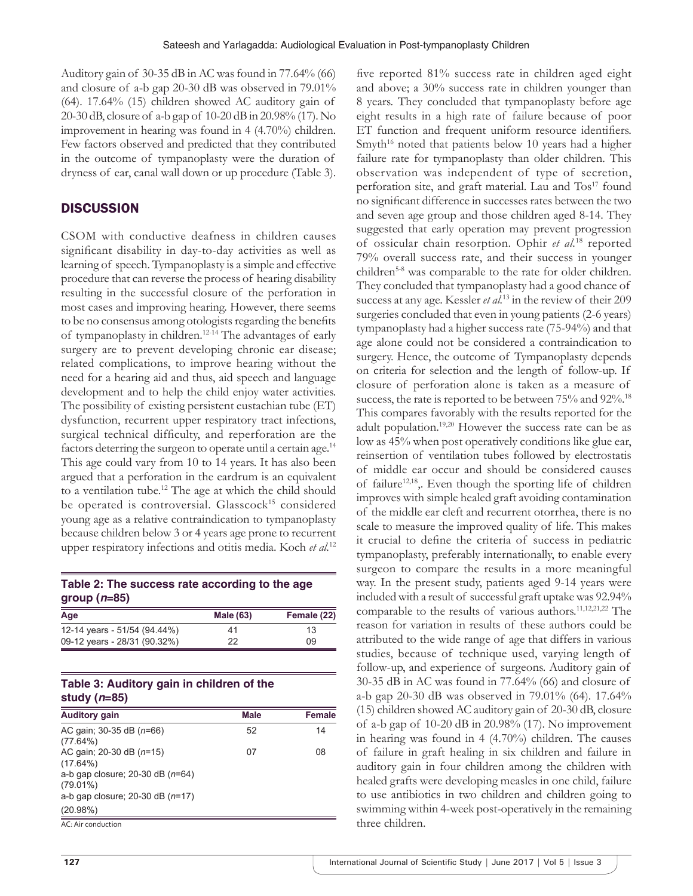Auditory gain of 30-35 dB in AC was found in 77.64% (66) and closure of a-b gap 20-30 dB was observed in 79.01% (64). 17.64% (15) children showed AC auditory gain of 20-30 dB, closure of a-b gap of 10-20 dB in 20.98% (17). No improvement in hearing was found in 4 (4.70%) children. Few factors observed and predicted that they contributed in the outcome of tympanoplasty were the duration of dryness of ear, canal wall down or up procedure (Table 3).

## DISCUSSION

CSOM with conductive deafness in children causes significant disability in day-to-day activities as well as learning of speech. Tympanoplasty is a simple and effective procedure that can reverse the process of hearing disability resulting in the successful closure of the perforation in most cases and improving hearing. However, there seems to be no consensus among otologists regarding the benefits of tympanoplasty in children.[12-14] The advantages of early surgery are to prevent developing chronic ear disease; related complications, to improve hearing without the need for a hearing aid and thus, aid speech and language development and to help the child enjoy water activities. The possibility of existing persistent eustachian tube (ET) dysfunction, recurrent upper respiratory tract infections, surgical technical difficulty, and reperforation are the factors deterring the surgeon to operate until a certain age.[14] This age could vary from 10 to 14 years. It has also been argued that a perforation in the eardrum is an equivalent to a ventilation tube.[12] The age at which the child should be operated is controversial. Glasscock[15] considered young age as a relative contraindication to tympanoplasty because children below 3 or 4 years age prone to recurrent upper respiratory infections and otitis media. Koch *et al.*[12] five reported 81% success rate in children aged eight and above; a 30% success rate in children younger than 8 years. They concluded that tympanoplasty before age eight results in a high rate of failure because of poor ET function and frequent uniform resource identifiers. Smyth[16] noted that patients below 10 years had a higher failure rate for tympanoplasty than older children. This observation was independent of type of secretion, perforation site, and graft material. Lau and Tos[17] found no significant difference in successes rates between the two and seven age group and those children aged 8-14. They suggested that early operation may prevent progression of ossicular chain resorption. Ophir *et al.*[18] reported 79% overall success rate, and their success in younger children[5-8] was comparable to the rate for older children. They concluded that tympanoplasty had a good chance of success at any age. Kessler *et al.*[13] in the review of their 209 surgeries concluded that even in young patients (2-6 years) tympanoplasty had a higher success rate (75-94%) and that age alone could not be considered a contraindication to surgery. Hence, the outcome of Tympanoplasty depends on criteria for selection and the length of follow-up. If closure of perforation alone is taken as a measure of success, the rate is reported to be between 75% and 92%.[18] This compares favorably with the results reported for the adult population.[19,20] However the success rate can be as low as 45% when post operatively conditions like glue ear, reinsertion of ventilation tubes followed by electrostatis of middle ear occur and should be considered causes of failure[12,18],. Even though the sporting life of children improves with simple healed graft avoiding contamination of the middle ear cleft and recurrent otorrhea, there is no scale to measure the improved quality of life. This makes it crucial to define the criteria of success in pediatric tympanoplasty, preferably internationally, to enable every surgeon to compare the results in a more meaningful way. In the present study, patients aged 9-14 years were included with a result of successful graft uptake was 92.94% comparable to the results of various authors.[11,12,21,22] The reason for variation in results of these authors could be attributed to the wide range of age that differs in various studies, because of technique used, varying length of follow-up, and experience of surgeons. Auditory gain of 30-35 dB in AC was found in 77.64% (66) and closure of a-b gap 20-30 dB was observed in 79.01% (64). 17.64% (15) children showed AC auditory gain of 20-30 dB, closure of a-b gap of 10-20 dB in 20.98% (17). No improvement in hearing was found in 4 (4.70%) children. The causes of failure in graft healing in six children and failure in auditory gain in four children among the children with healed grafts were developing measles in one child, failure to use antibiotics in two children and children going to swimming within 4-week post-operatively in the remaining three children.

**Table 2: The success rate according to the age group (*n*=85)**

| Age | Male (63) | Female (22) |
|---|---|---|
| 12-14 years - 51/54 (94.44%) | 41 | 13 |
| 09-12 years - 28/31 (90.32%) | 22 | 09 |

**Table 3: Auditory gain in children of the study (*n*=85)**

| Auditory gain | Male | Female |
|---|---|---|
| AC gain; 30-35 dB (*n*=66) (77.64%) | 52 | 14 |
| AC gain; 20-30 dB (*n*=15) (17.64%) | 07 | 08 |
| a-b gap closure; 20-30 dB (*n*=64) (79.01%) | | |
| a-b gap closure; 20-30 dB (*n*=17) (20.98%) | | |

AC: Air conduction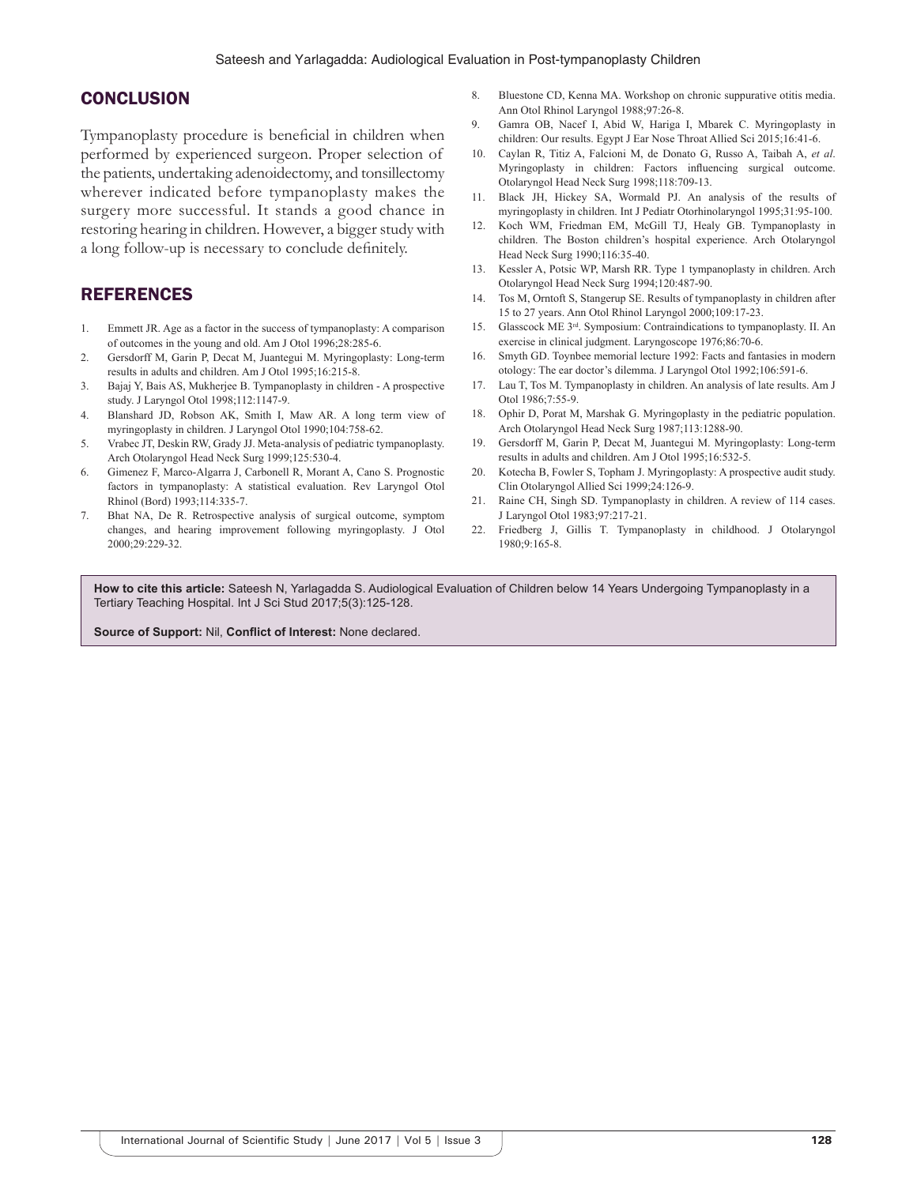## CONCLUSION

Tympanoplasty procedure is beneficial in children when performed by experienced surgeon. Proper selection of the patients, undertaking adenoidectomy, and tonsillectomy wherever indicated before tympanoplasty makes the surgery more successful. It stands a good chance in restoring hearing in children. However, a bigger study with a long follow-up is necessary to conclude definitely.

## REFERENCES

1. Emmett JR. Age as a factor in the success of tympanoplasty: A comparison of outcomes in the young and old. Am J Otol 1996;28:285-6.
2. Gersdorff M, Garin P, Decat M, Juantegui M. Myringoplasty: Long-term results in adults and children. Am J Otol 1995;16:215-8.
3. Bajaj Y, Bais AS, Mukherjee B. Tympanoplasty in children - A prospective study. J Laryngol Otol 1998;112:1147-9.
4. Blanshard JD, Robson AK, Smith I, Maw AR. A long term view of myringoplasty in children. J Laryngol Otol 1990;104:758-62.
5. Vrabec JT, Deskin RW, Grady JJ. Meta-analysis of pediatric tympanoplasty. Arch Otolaryngol Head Neck Surg 1999;125:530-4.
6. Gimenez F, Marco-Algarra J, Carbonell R, Morant A, Cano S. Prognostic factors in tympanoplasty: A statistical evaluation. Rev Laryngol Otol Rhinol (Bord) 1993;114:335-7.
7. Bhat NA, De R. Retrospective analysis of surgical outcome, symptom changes, and hearing improvement following myringoplasty. J Otol 2000;29:229-32.
8. Bluestone CD, Kenna MA. Workshop on chronic suppurative otitis media. Ann Otol Rhinol Laryngol 1988;97:26-8.
9. Gamra OB, Nacef I, Abid W, Hariga I, Mbarek C. Myringoplasty in children: Our results. Egypt J Ear Nose Throat Allied Sci 2015;16:41-6.
10. Caylan R, Titiz A, Falcioni M, de Donato G, Russo A, Taibah A, *et al*. Myringoplasty in children: Factors influencing surgical outcome. Otolaryngol Head Neck Surg 1998;118:709-13.
11. Black JH, Hickey SA, Wormald PJ. An analysis of the results of myringoplasty in children. Int J Pediatr Otorhinolaryngol 1995;31:95-100.
12. Koch WM, Friedman EM, McGill TJ, Healy GB. Tympanoplasty in children. The Boston children's hospital experience. Arch Otolaryngol Head Neck Surg 1990;116:35-40.
13. Kessler A, Potsic WP, Marsh RR. Type 1 tympanoplasty in children. Arch Otolaryngol Head Neck Surg 1994;120:487-90.
14. Tos M, Orntoft S, Stangerup SE. Results of tympanoplasty in children after 15 to 27 years. Ann Otol Rhinol Laryngol 2000;109:17-23.
15. Glasscock ME 3rd. Symposium: Contraindications to tympanoplasty. II. An exercise in clinical judgment. Laryngoscope 1976;86:70-6.
16. Smyth GD. Toynbee memorial lecture 1992: Facts and fantasies in modern otology: The ear doctor's dilemma. J Laryngol Otol 1992;106:591-6.
17. Lau T, Tos M. Tympanoplasty in children. An analysis of late results. Am J Otol 1986;7:55-9.
18. Ophir D, Porat M, Marshak G. Myringoplasty in the pediatric population. Arch Otolaryngol Head Neck Surg 1987;113:1288-90.
19. Gersdorff M, Garin P, Decat M, Juantegui M. Myringoplasty: Long-term results in adults and children. Am J Otol 1995;16:532-5.
20. Kotecha B, Fowler S, Topham J. Myringoplasty: A prospective audit study. Clin Otolaryngol Allied Sci 1999;24:126-9.
21. Raine CH, Singh SD. Tympanoplasty in children. A review of 114 cases. J Laryngol Otol 1983;97:217-21.
22. Friedberg J, Gillis T. Tympanoplasty in childhood. J Otolaryngol 1980;9:165-8.

**How to cite this article:** Sateesh N, Yarlagadda S. Audiological Evaluation of Children below 14 Years Undergoing Tympanoplasty in a Tertiary Teaching Hospital. Int J Sci Stud 2017;5(3):125-128.

**Source of Support:** Nil, **Conflict of Interest:** None declared.